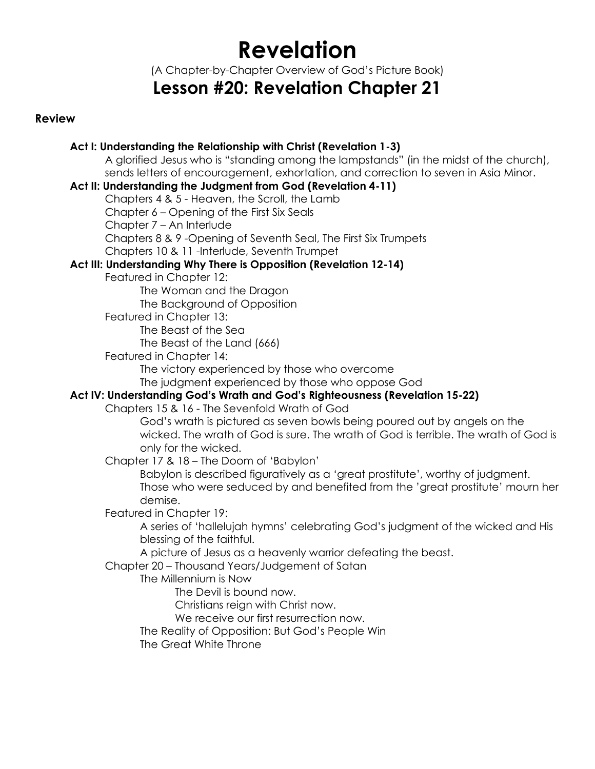# Revelation

(A Chapter-by-Chapter Overview of God's Picture Book)

## Lesson #20: Revelation Chapter 21

### Review

**Act I: Understanding the Relationship with Christ (Revelation 1-3)**

A glorified Jesus who is "standing among the lampstands" (in the midst of the church), sends letters of encouragement, exhortation, and correction to seven in Asia Minor.

**Act II: Understanding the Judgment from God (Revelation 4-11)**

- Chapters 4 & 5 - Heaven, the Scroll, the Lamb
- Chapter 6 – Opening of the First Six Seals
- Chapter 7 – An Interlude
- Chapters 8 & 9 -Opening of Seventh Seal, The First Six Trumpets
- Chapters 10 & 11 -Interlude, Seventh Trumpet

**Act III: Understanding Why There is Opposition (Revelation 12-14)**

- Featured in Chapter 12:
  - The Woman and the Dragon
  - The Background of Opposition
- Featured in Chapter 13:
  - The Beast of the Sea
  - The Beast of the Land (666)
- Featured in Chapter 14:
  - The victory experienced by those who overcome
  - The judgment experienced by those who oppose God

**Act IV: Understanding God's Wrath and God's Righteousness (Revelation 15-22)**

- Chapters 15 & 16 - The Sevenfold Wrath of God
  - God's wrath is pictured as seven bowls being poured out by angels on the wicked. The wrath of God is sure. The wrath of God is terrible. The wrath of God is only for the wicked.
- Chapter 17 & 18 – The Doom of 'Babylon'
  - Babylon is described figuratively as a 'great prostitute', worthy of judgment. Those who were seduced by and benefited from the 'great prostitute' mourn her demise.
- Featured in Chapter 19:
  - A series of 'hallelujah hymns' celebrating God's judgment of the wicked and His blessing of the faithful.
  - A picture of Jesus as a heavenly warrior defeating the beast.
- Chapter 20 – Thousand Years/Judgement of Satan
  - The Millennium is Now
    - The Devil is bound now.
    - Christians reign with Christ now.
    - We receive our first resurrection now.
  - The Reality of Opposition: But God's People Win
  - The Great White Throne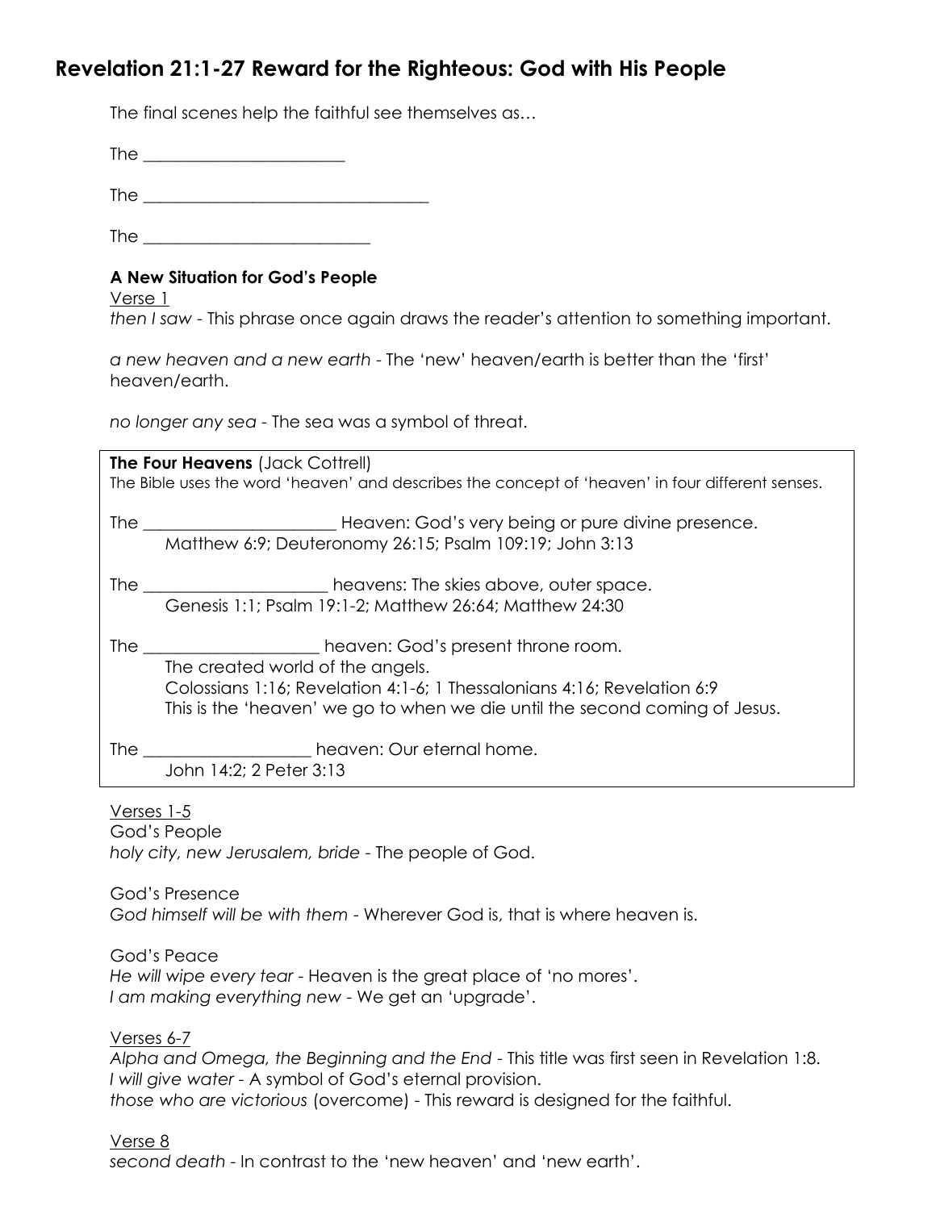## Revelation 21:1-27 Reward for the Righteous: God with His People

The final scenes help the faithful see themselves as…

The ________________________

The __________________________________

The ___________________________

**A New Situation for God's People**

Verse 1

*then I saw* - This phrase once again draws the reader's attention to something important.

*a new heaven and a new earth* - The 'new' heaven/earth is better than the 'first' heaven/earth.

*no longer any sea* - The sea was a symbol of threat.

> **The Four Heavens** (Jack Cottrell)
> The Bible uses the word 'heaven' and describes the concept of 'heaven' in four different senses.
>
> The _______________________ Heaven: God's very being or pure divine presence.
> Matthew 6:9; Deuteronomy 26:15; Psalm 109:19; John 3:13
>
> The ______________________ heavens: The skies above, outer space.
> Genesis 1:1; Psalm 19:1-2; Matthew 26:64; Matthew 24:30
>
> The _____________________ heaven: God's present throne room.
> The created world of the angels.
> Colossians 1:16; Revelation 4:1-6; 1 Thessalonians 4:16; Revelation 6:9
> This is the 'heaven' we go to when we die until the second coming of Jesus.
>
> The ____________________ heaven: Our eternal home.
> John 14:2; 2 Peter 3:13

Verses 1-5

God's People

*holy city, new Jerusalem, bride* - The people of God.

God's Presence

*God himself will be with them* - Wherever God is, that is where heaven is.

God's Peace

*He will wipe every tear* - Heaven is the great place of 'no mores'.
*I am making everything new* - We get an 'upgrade'.

Verses 6-7

*Alpha and Omega, the Beginning and the End* - This title was first seen in Revelation 1:8.
*I will give water* - A symbol of God's eternal provision.
*those who are victorious* (overcome) - This reward is designed for the faithful.

Verse 8

*second death* - In contrast to the 'new heaven' and 'new earth'.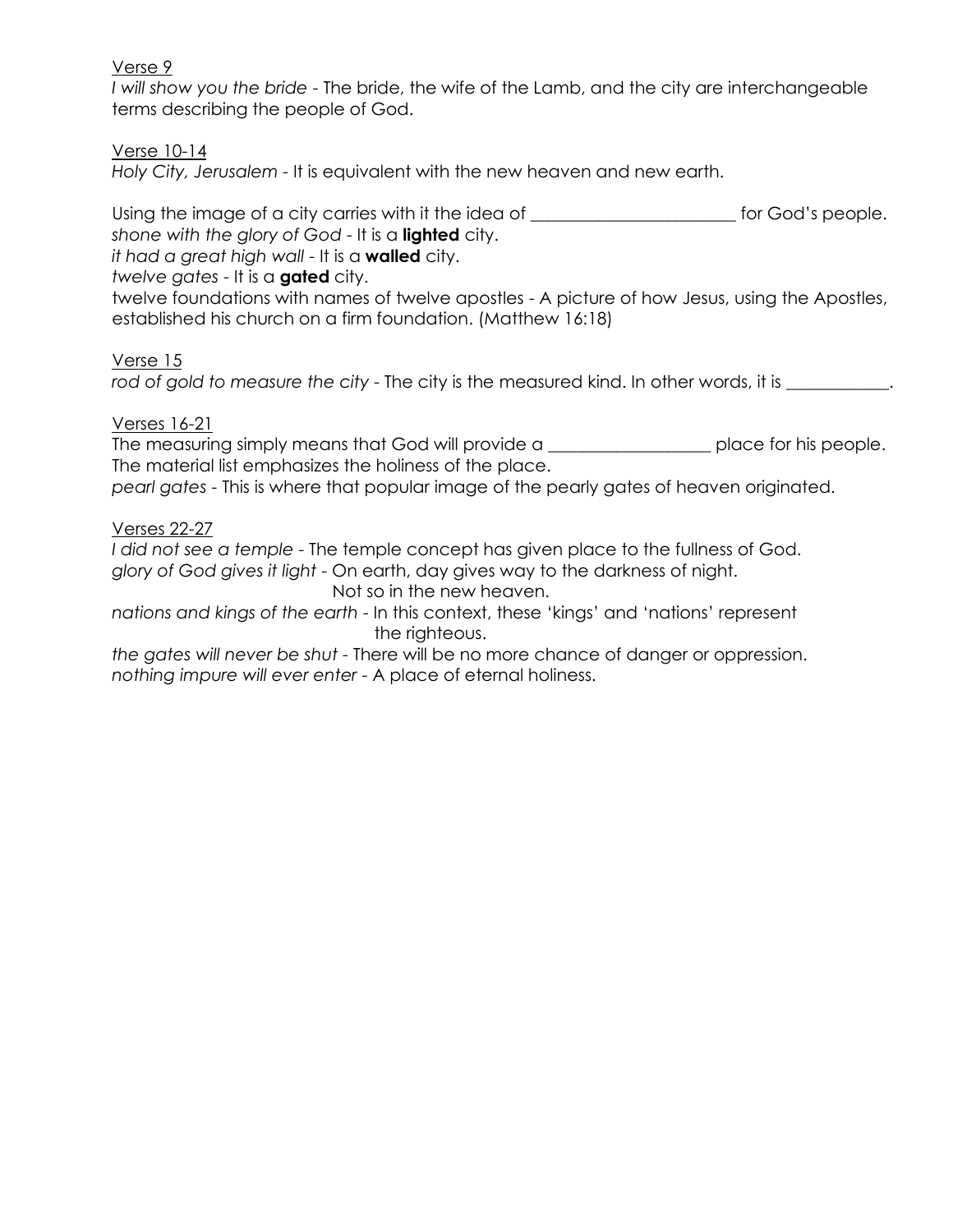<u>Verse 9</u>

*I will show you the bride* - The bride, the wife of the Lamb, and the city are interchangeable terms describing the people of God.

<u>Verse 10-14</u>

*Holy City, Jerusalem* - It is equivalent with the new heaven and new earth.

Using the image of a city carries with it the idea of ________________________ for God's people.
*shone with the glory of God* - It is a **lighted** city.
*it had a great high wall* - It is a **walled** city.
*twelve gates* - It is a **gated** city.
twelve foundations with names of twelve apostles - A picture of how Jesus, using the Apostles, established his church on a firm foundation. (Matthew 16:18)

<u>Verse 15</u>

*rod of gold to measure the city* - The city is the measured kind. In other words, it is ____________.

<u>Verses 16-21</u>

The measuring simply means that God will provide a ___________________ place for his people.
The material list emphasizes the holiness of the place.
*pearl gates* - This is where that popular image of the pearly gates of heaven originated.

<u>Verses 22-27</u>

*I did not see a temple* - The temple concept has given place to the fullness of God.
*glory of God gives it light* - On earth, day gives way to the darkness of night. Not so in the new heaven.
*nations and kings of the earth* - In this context, these 'kings' and 'nations' represent the righteous.
*the gates will never be shut* - There will be no more chance of danger or oppression.
*nothing impure will ever enter* - A place of eternal holiness.